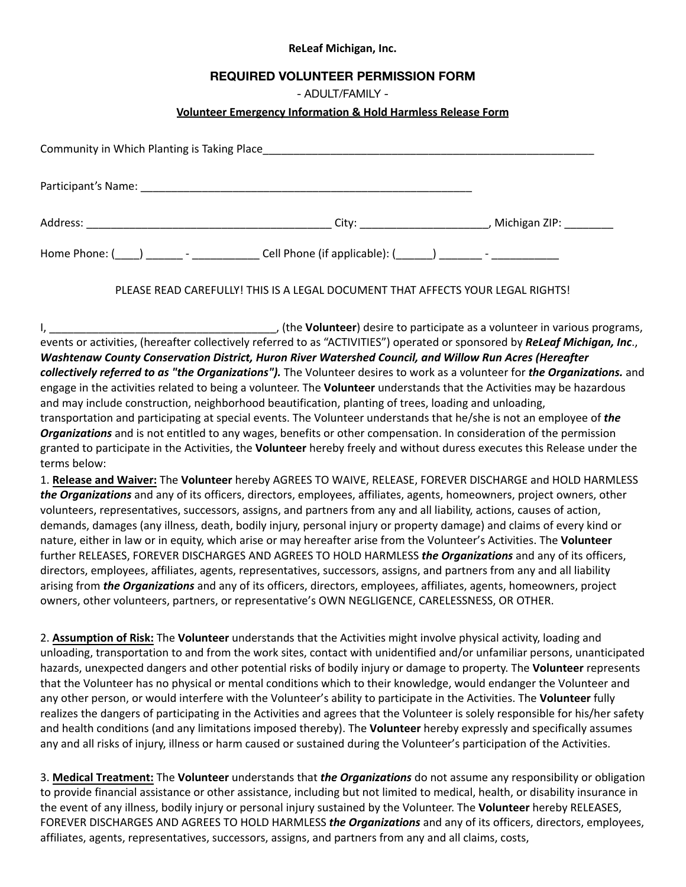**ReLeaf Michigan, Inc.**

# REQUIRED VOLUNTEER PERMISSION FORM

- ADULT/FAMILY -

**Volunteer Emergency Information & Hold Harmless Release Form**

Community in Which Planting is Taking Place_______________________________________________________

Participant's Name: ________________________________________________________

Address: _________________________________________ City: _____________________, Michigan ZIP: ________

Home Phone: (____) ______ - ___________ Cell Phone (if applicable): (______) _______ - ___________

PLEASE READ CAREFULLY! THIS IS A LEGAL DOCUMENT THAT AFFECTS YOUR LEGAL RIGHTS!

I, ______________________________________, (the **Volunteer**) desire to participate as a volunteer in various programs, events or activities, (hereafter collectively referred to as "ACTIVITIES") operated or sponsored by ***ReLeaf Michigan, Inc.***, ***Washtenaw County Conservation District, Huron River Watershed Council, and Willow Run Acres (Hereafter collectively referred to as "the Organizations").*** The Volunteer desires to work as a volunteer for ***the Organizations.*** and engage in the activities related to being a volunteer. The **Volunteer** understands that the Activities may be hazardous and may include construction, neighborhood beautification, planting of trees, loading and unloading, transportation and participating at special events. The Volunteer understands that he/she is not an employee of ***the Organizations*** and is not entitled to any wages, benefits or other compensation. In consideration of the permission granted to participate in the Activities, the **Volunteer** hereby freely and without duress executes this Release under the terms below:

1. **Release and Waiver:** The **Volunteer** hereby AGREES TO WAIVE, RELEASE, FOREVER DISCHARGE and HOLD HARMLESS ***the Organizations*** and any of its officers, directors, employees, affiliates, agents, homeowners, project owners, other volunteers, representatives, successors, assigns, and partners from any and all liability, actions, causes of action, demands, damages (any illness, death, bodily injury, personal injury or property damage) and claims of every kind or nature, either in law or in equity, which arise or may hereafter arise from the Volunteer's Activities. The **Volunteer** further RELEASES, FOREVER DISCHARGES AND AGREES TO HOLD HARMLESS ***the Organizations*** and any of its officers, directors, employees, affiliates, agents, representatives, successors, assigns, and partners from any and all liability arising from ***the Organizations*** and any of its officers, directors, employees, affiliates, agents, homeowners, project owners, other volunteers, partners, or representative's OWN NEGLIGENCE, CARELESSNESS, OR OTHER.

2. **Assumption of Risk:** The **Volunteer** understands that the Activities might involve physical activity, loading and unloading, transportation to and from the work sites, contact with unidentified and/or unfamiliar persons, unanticipated hazards, unexpected dangers and other potential risks of bodily injury or damage to property. The **Volunteer** represents that the Volunteer has no physical or mental conditions which to their knowledge, would endanger the Volunteer and any other person, or would interfere with the Volunteer's ability to participate in the Activities. The **Volunteer** fully realizes the dangers of participating in the Activities and agrees that the Volunteer is solely responsible for his/her safety and health conditions (and any limitations imposed thereby). The **Volunteer** hereby expressly and specifically assumes any and all risks of injury, illness or harm caused or sustained during the Volunteer's participation of the Activities.

3. **Medical Treatment:** The **Volunteer** understands that ***the Organizations*** do not assume any responsibility or obligation to provide financial assistance or other assistance, including but not limited to medical, health, or disability insurance in the event of any illness, bodily injury or personal injury sustained by the Volunteer. The **Volunteer** hereby RELEASES, FOREVER DISCHARGES AND AGREES TO HOLD HARMLESS ***the Organizations*** and any of its officers, directors, employees, affiliates, agents, representatives, successors, assigns, and partners from any and all claims, costs,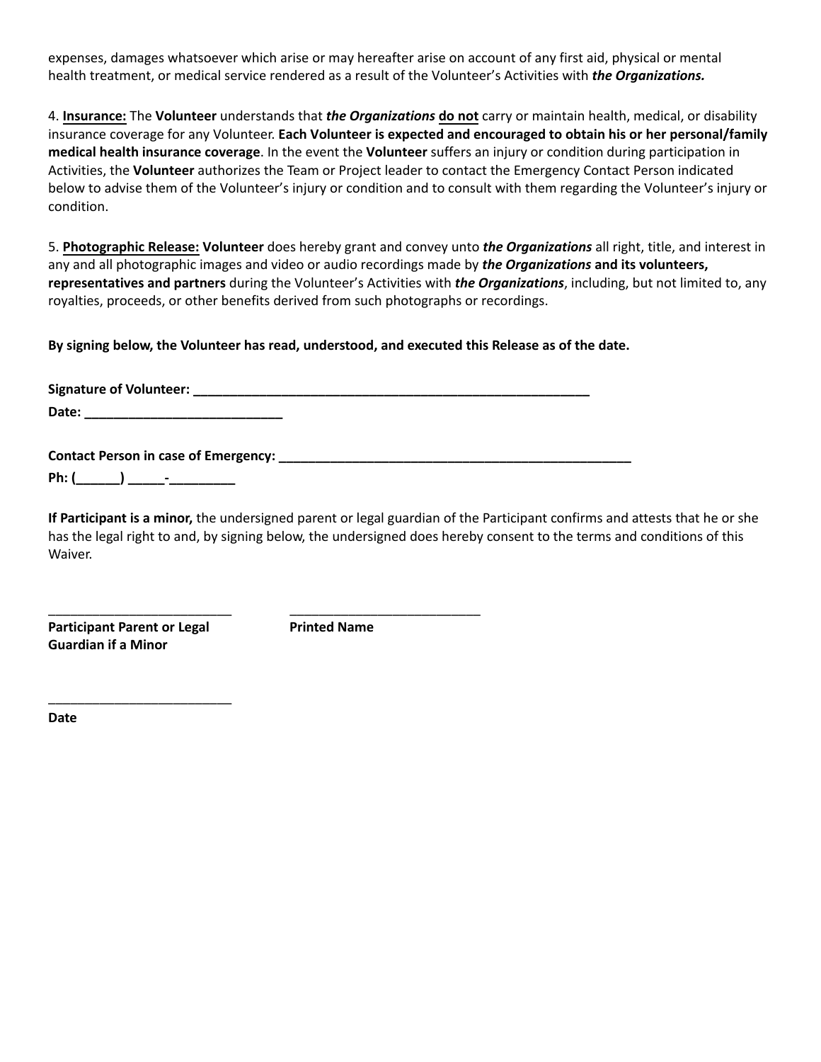expenses, damages whatsoever which arise or may hereafter arise on account of any first aid, physical or mental health treatment, or medical service rendered as a result of the Volunteer's Activities with ***the Organizations.***

4. **Insurance:** The **Volunteer** understands that ***the Organizations*** **do not** carry or maintain health, medical, or disability insurance coverage for any Volunteer. **Each Volunteer is expected and encouraged to obtain his or her personal/family medical health insurance coverage**. In the event the **Volunteer** suffers an injury or condition during participation in Activities, the **Volunteer** authorizes the Team or Project leader to contact the Emergency Contact Person indicated below to advise them of the Volunteer's injury or condition and to consult with them regarding the Volunteer's injury or condition.

5. **Photographic Release: Volunteer** does hereby grant and convey unto ***the Organizations*** all right, title, and interest in any and all photographic images and video or audio recordings made by ***the Organizations*** **and its volunteers, representatives and partners** during the Volunteer's Activities with ***the Organizations***, including, but not limited to, any royalties, proceeds, or other benefits derived from such photographs or recordings.

**By signing below, the Volunteer has read, understood, and executed this Release as of the date.**

**Signature of Volunteer: ________________________________________________________**

**Date: ____________________________**

**Contact Person in case of Emergency: __________________________________________________**

**Ph: (______) _____-_________**

**If Participant is a minor,** the undersigned parent or legal guardian of the Participant confirms and attests that he or she has the legal right to and, by signing below, the undersigned does hereby consent to the terms and conditions of this Waiver.

_________________________ ___________________________

**Participant Parent or Legal Guardian if a Minor** **Printed Name**

_________________________

**Date**